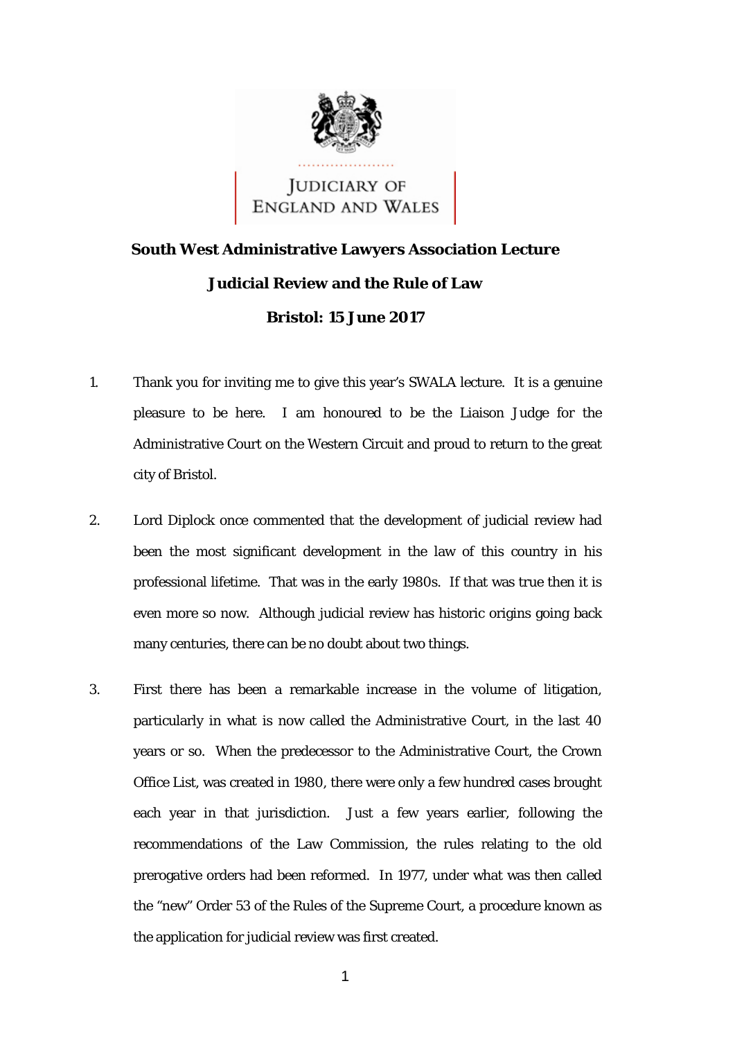JUDICIARY OF ENGLAND AND WALES

**South West Administrative Lawyers Association Lecture**

**Judicial Review and the Rule of Law**

**Bristol: 15 June 2017**

1. Thank you for inviting me to give this year's SWALA lecture. It is a genuine pleasure to be here. I am honoured to be the Liaison Judge for the Administrative Court on the Western Circuit and proud to return to the great city of Bristol.

2. Lord Diplock once commented that the development of judicial review had been the most significant development in the law of this country in his professional lifetime. That was in the early 1980s. If that was true then it is even more so now. Although judicial review has historic origins going back many centuries, there can be no doubt about two things.

3. First there has been a remarkable increase in the volume of litigation, particularly in what is now called the Administrative Court, in the last 40 years or so. When the predecessor to the Administrative Court, the Crown Office List, was created in 1980, there were only a few hundred cases brought each year in that jurisdiction. Just a few years earlier, following the recommendations of the Law Commission, the rules relating to the old prerogative orders had been reformed. In 1977, under what was then called the "new" Order 53 of the Rules of the Supreme Court, a procedure known as the application for judicial review was first created.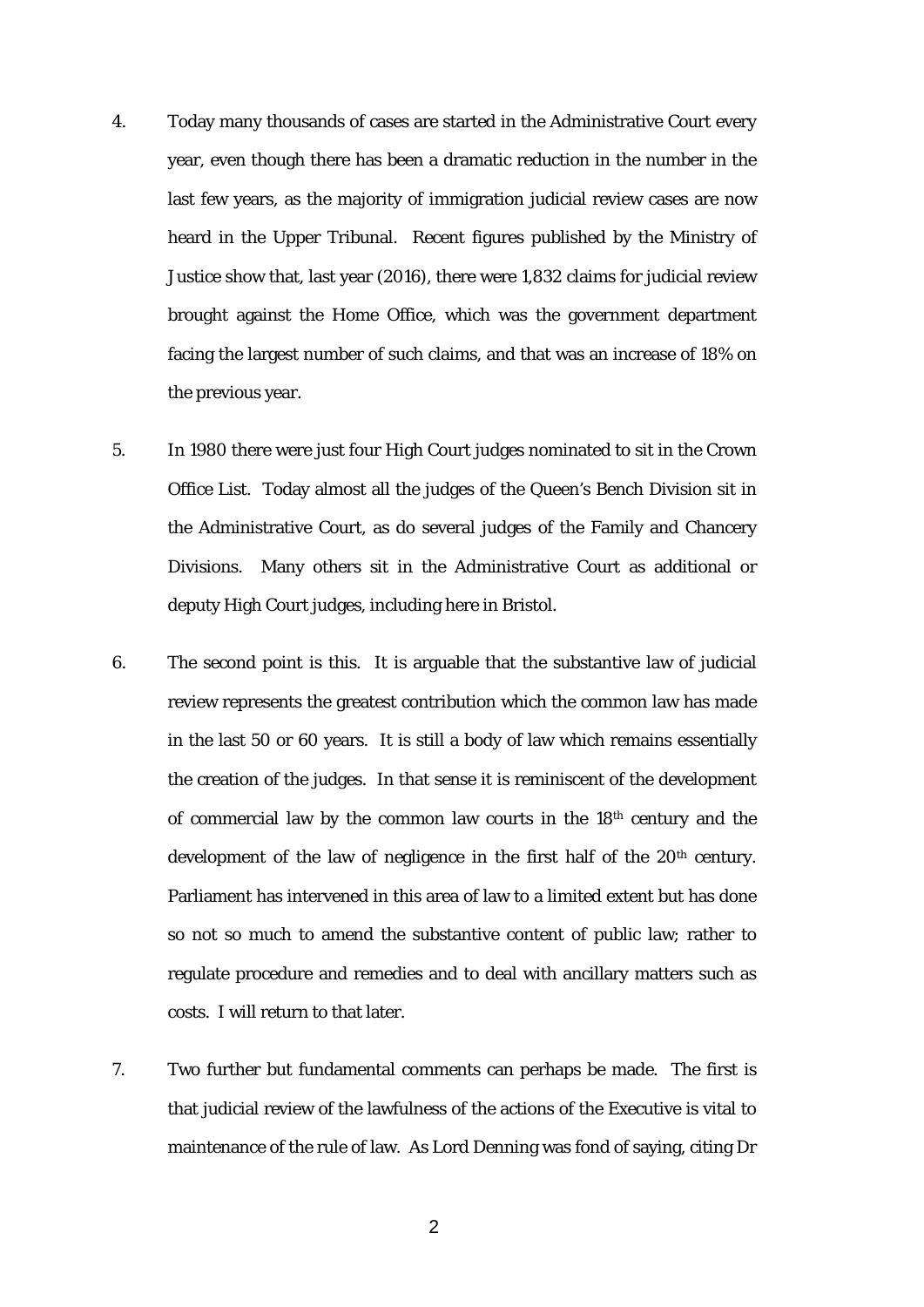4. Today many thousands of cases are started in the Administrative Court every year, even though there has been a dramatic reduction in the number in the last few years, as the majority of immigration judicial review cases are now heard in the Upper Tribunal. Recent figures published by the Ministry of Justice show that, last year (2016), there were 1,832 claims for judicial review brought against the Home Office, which was the government department facing the largest number of such claims, and that was an increase of 18% on the previous year.

5. In 1980 there were just four High Court judges nominated to sit in the Crown Office List. Today almost all the judges of the Queen's Bench Division sit in the Administrative Court, as do several judges of the Family and Chancery Divisions. Many others sit in the Administrative Court as additional or deputy High Court judges, including here in Bristol.

6. The second point is this. It is arguable that the substantive law of judicial review represents the greatest contribution which the common law has made in the last 50 or 60 years. It is still a body of law which remains essentially the creation of the judges. In that sense it is reminiscent of the development of commercial law by the common law courts in the 18th century and the development of the law of negligence in the first half of the 20th century. Parliament has intervened in this area of law to a limited extent but has done so not so much to amend the substantive content of public law; rather to regulate procedure and remedies and to deal with ancillary matters such as costs. I will return to that later.

7. Two further but fundamental comments can perhaps be made. The first is that judicial review of the lawfulness of the actions of the Executive is vital to maintenance of the rule of law. As Lord Denning was fond of saying, citing Dr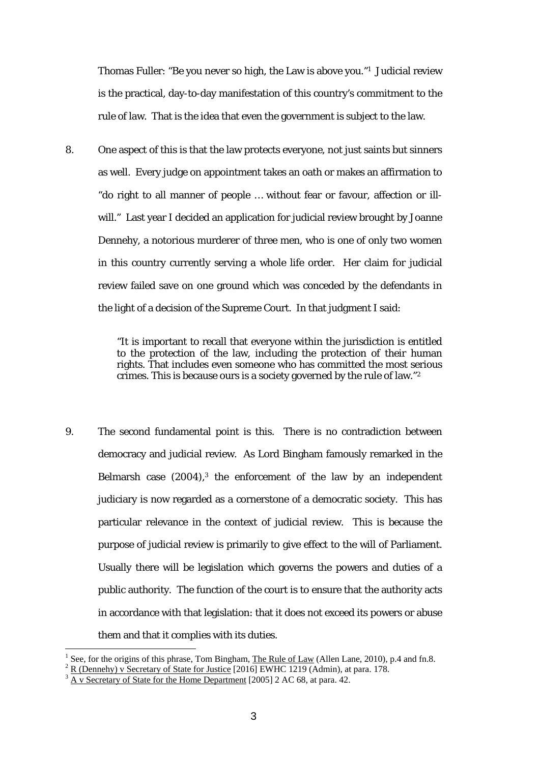Thomas Fuller: "Be you never so high, the Law is above you."[1] Judicial review is the practical, day-to-day manifestation of this country's commitment to the rule of law. That is the idea that even the government is subject to the law.

8. One aspect of this is that the law protects everyone, not just saints but sinners as well. Every judge on appointment takes an oath or makes an affirmation to "do right to all manner of people … without fear or favour, affection or ill-will." Last year I decided an application for judicial review brought by Joanne Dennehy, a notorious murderer of three men, who is one of only two women in this country currently serving a whole life order. Her claim for judicial review failed save on one ground which was conceded by the defendants in the light of a decision of the Supreme Court. In that judgment I said:

> "It is important to recall that everyone within the jurisdiction is entitled to the protection of the law, including the protection of their human rights. That includes even someone who has committed the most serious crimes. This is because ours is a society governed by the rule of law."[2]

9. The second fundamental point is this. There is no contradiction between democracy and judicial review. As Lord Bingham famously remarked in the Belmarsh case (2004),[3] the enforcement of the law by an independent judiciary is now regarded as a cornerstone of a democratic society. This has particular relevance in the context of judicial review. This is because the purpose of judicial review is primarily to give effect to the will of Parliament. Usually there will be legislation which governs the powers and duties of a public authority. The function of the court is to ensure that the authority acts in accordance with that legislation: that it does not exceed its powers or abuse them and that it complies with its duties.

---

[1] See, for the origins of this phrase, Tom Bingham, The Rule of Law (Allen Lane, 2010), p.4 and fn.8.

[2] R (Dennehy) v Secretary of State for Justice [2016] EWHC 1219 (Admin), at para. 178.

[3] A v Secretary of State for the Home Department [2005] 2 AC 68, at para. 42.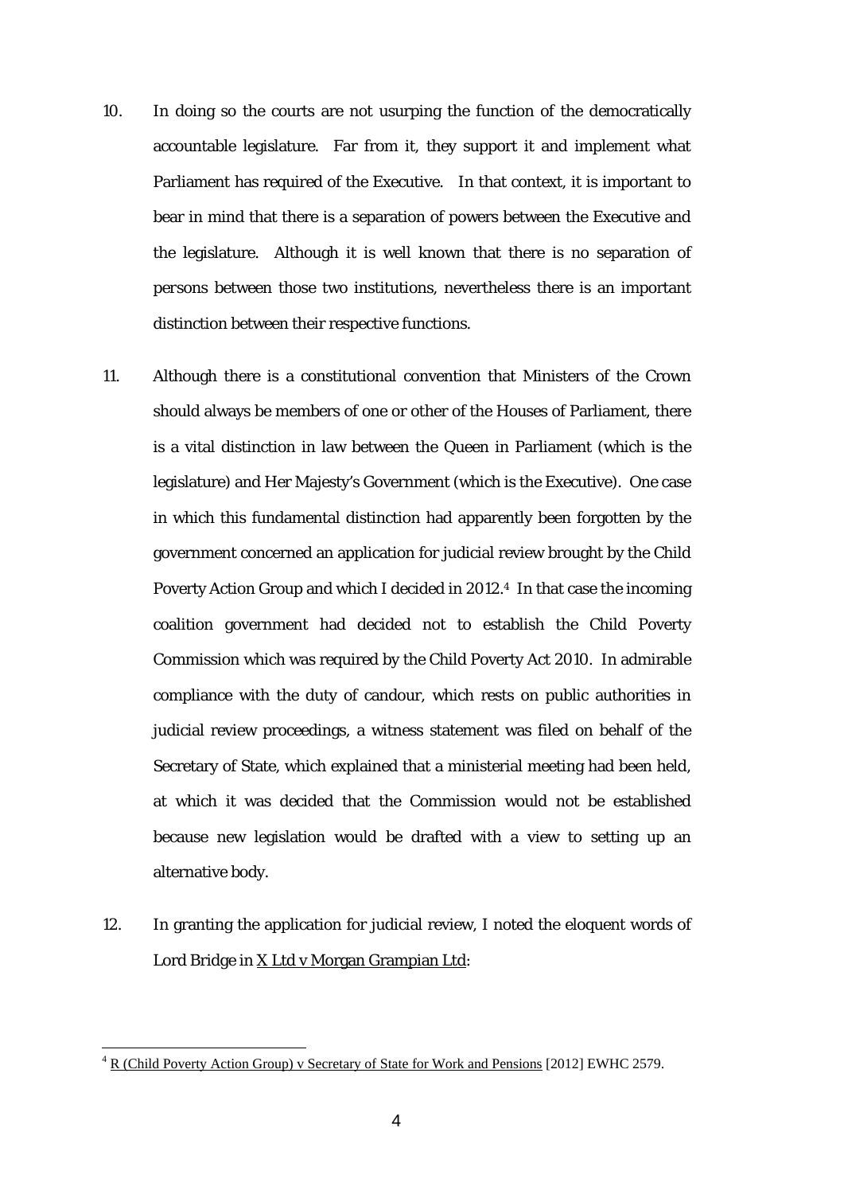10. In doing so the courts are not usurping the function of the democratically accountable legislature. Far from it, they support it and implement what Parliament has required of the Executive. In that context, it is important to bear in mind that there is a separation of powers between the Executive and the legislature. Although it is well known that there is no separation of persons between those two institutions, nevertheless there is an important distinction between their respective functions.

11. Although there is a constitutional convention that Ministers of the Crown should always be members of one or other of the Houses of Parliament, there is a vital distinction in law between the Queen in Parliament (which is the legislature) and Her Majesty's Government (which is the Executive). One case in which this fundamental distinction had apparently been forgotten by the government concerned an application for judicial review brought by the Child Poverty Action Group and which I decided in 2012.[4] In that case the incoming coalition government had decided not to establish the Child Poverty Commission which was required by the Child Poverty Act 2010. In admirable compliance with the duty of candour, which rests on public authorities in judicial review proceedings, a witness statement was filed on behalf of the Secretary of State, which explained that a ministerial meeting had been held, at which it was decided that the Commission would not be established because new legislation would be drafted with a view to setting up an alternative body.

12. In granting the application for judicial review, I noted the eloquent words of Lord Bridge in X Ltd v Morgan Grampian Ltd:

[4] R (Child Poverty Action Group) v Secretary of State for Work and Pensions [2012] EWHC 2579.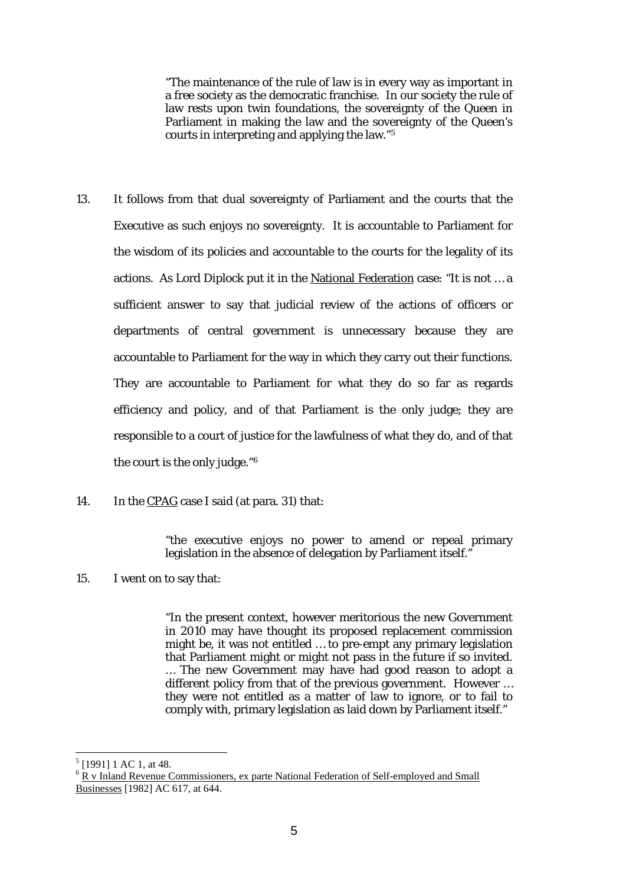> "The maintenance of the rule of law is in every way as important in a free society as the democratic franchise. In our society the rule of law rests upon twin foundations, the sovereignty of the Queen in Parliament in making the law and the sovereignty of the Queen's courts in interpreting and applying the law."[5]

13. It follows from that dual sovereignty of Parliament and the courts that the Executive as such enjoys no sovereignty. It is accountable to Parliament for the wisdom of its policies and accountable to the courts for the legality of its actions. As Lord Diplock put it in the National Federation case: "It is not … a sufficient answer to say that judicial review of the actions of officers or departments of central government is unnecessary because they are accountable to Parliament for the way in which they carry out their functions. They are accountable to Parliament for what they do so far as regards efficiency and policy, and of that Parliament is the only judge; they are responsible to a court of justice for the lawfulness of what they do, and of that the court is the only judge."[6]

14. In the CPAG case I said (at para. 31) that:

> "the executive enjoys no power to amend or repeal primary legislation in the absence of delegation by Parliament itself."

15. I went on to say that:

> "In the present context, however meritorious the new Government in 2010 may have thought its proposed replacement commission might be, it was not entitled … to pre-empt any primary legislation that Parliament might or might not pass in the future if so invited. … The new Government may have had good reason to adopt a different policy from that of the previous government. However … they were not entitled as a matter of law to ignore, or to fail to comply with, primary legislation as laid down by Parliament itself."

---

[5] [1991] 1 AC 1, at 48.

[6] R v Inland Revenue Commissioners, ex parte National Federation of Self-employed and Small Businesses [1982] AC 617, at 644.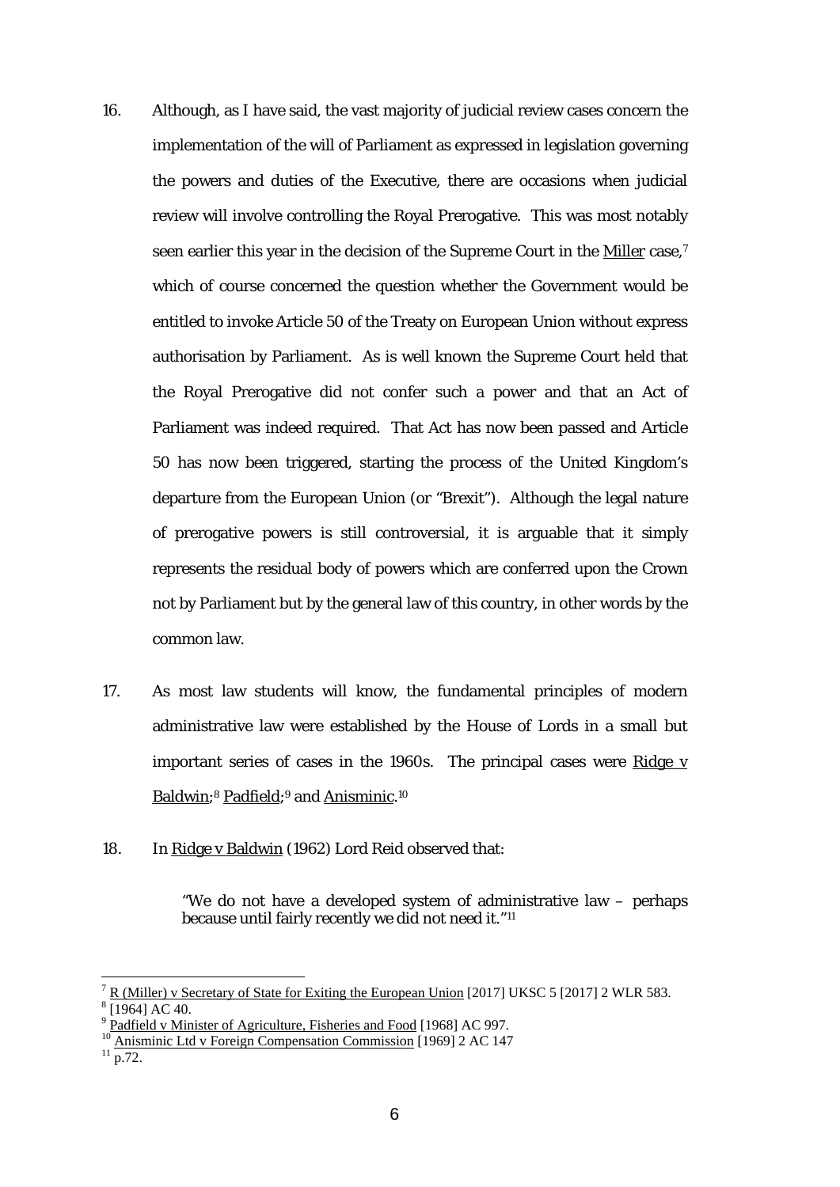16. Although, as I have said, the vast majority of judicial review cases concern the implementation of the will of Parliament as expressed in legislation governing the powers and duties of the Executive, there are occasions when judicial review will involve controlling the Royal Prerogative. This was most notably seen earlier this year in the decision of the Supreme Court in the Miller case,[7] which of course concerned the question whether the Government would be entitled to invoke Article 50 of the Treaty on European Union without express authorisation by Parliament. As is well known the Supreme Court held that the Royal Prerogative did not confer such a power and that an Act of Parliament was indeed required. That Act has now been passed and Article 50 has now been triggered, starting the process of the United Kingdom's departure from the European Union (or "Brexit"). Although the legal nature of prerogative powers is still controversial, it is arguable that it simply represents the residual body of powers which are conferred upon the Crown not by Parliament but by the general law of this country, in other words by the common law.

17. As most law students will know, the fundamental principles of modern administrative law were established by the House of Lords in a small but important series of cases in the 1960s. The principal cases were Ridge v Baldwin;[8] Padfield;[9] and Anisminic.[10]

18. In Ridge v Baldwin (1962) Lord Reid observed that:

> "We do not have a developed system of administrative law – perhaps because until fairly recently we did not need it."[11]

---

[7] R (Miller) v Secretary of State for Exiting the European Union [2017] UKSC 5 [2017] 2 WLR 583.
[8] [1964] AC 40.
[9] Padfield v Minister of Agriculture, Fisheries and Food [1968] AC 997.
[10] Anisminic Ltd v Foreign Compensation Commission [1969] 2 AC 147
[11] p.72.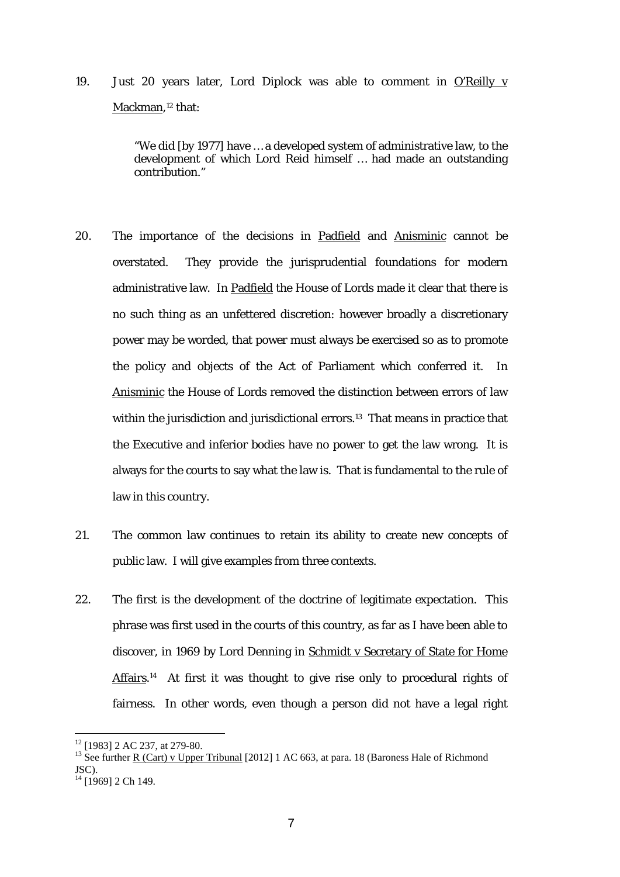19. Just 20 years later, Lord Diplock was able to comment in O'Reilly v Mackman,[12] that:

> "We did [by 1977] have … a developed system of administrative law, to the development of which Lord Reid himself … had made an outstanding contribution."

20. The importance of the decisions in Padfield and Anisminic cannot be overstated. They provide the jurisprudential foundations for modern administrative law. In Padfield the House of Lords made it clear that there is no such thing as an unfettered discretion: however broadly a discretionary power may be worded, that power must always be exercised so as to promote the policy and objects of the Act of Parliament which conferred it. In Anisminic the House of Lords removed the distinction between errors of law within the jurisdiction and jurisdictional errors.[13] That means in practice that the Executive and inferior bodies have no power to get the law wrong. It is always for the courts to say what the law is. That is fundamental to the rule of law in this country.

21. The common law continues to retain its ability to create new concepts of public law. I will give examples from three contexts.

22. The first is the development of the doctrine of legitimate expectation. This phrase was first used in the courts of this country, as far as I have been able to discover, in 1969 by Lord Denning in Schmidt v Secretary of State for Home Affairs.[14] At first it was thought to give rise only to procedural rights of fairness. In other words, even though a person did not have a legal right

---

[12] [1983] 2 AC 237, at 279-80.

[13] See further R (Cart) v Upper Tribunal [2012] 1 AC 663, at para. 18 (Baroness Hale of Richmond JSC).

[14] [1969] 2 Ch 149.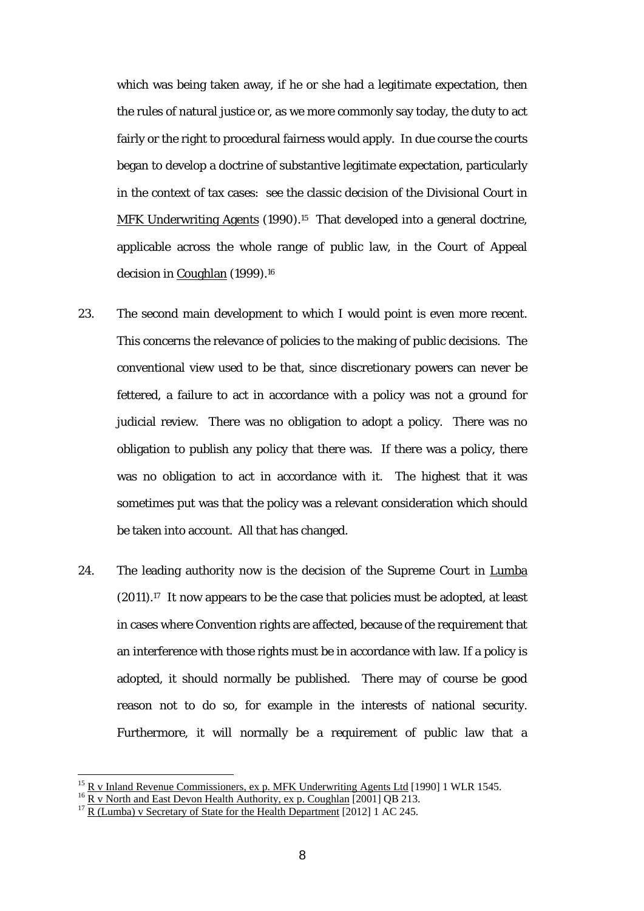which was being taken away, if he or she had a legitimate expectation, then the rules of natural justice or, as we more commonly say today, the duty to act fairly or the right to procedural fairness would apply. In due course the courts began to develop a doctrine of substantive legitimate expectation, particularly in the context of tax cases: see the classic decision of the Divisional Court in MFK Underwriting Agents (1990).[15] That developed into a general doctrine, applicable across the whole range of public law, in the Court of Appeal decision in Coughlan (1999).[16]

23. The second main development to which I would point is even more recent. This concerns the relevance of policies to the making of public decisions. The conventional view used to be that, since discretionary powers can never be fettered, a failure to act in accordance with a policy was not a ground for judicial review. There was no obligation to adopt a policy. There was no obligation to publish any policy that there was. If there was a policy, there was no obligation to act in accordance with it. The highest that it was sometimes put was that the policy was a relevant consideration which should be taken into account. All that has changed.

24. The leading authority now is the decision of the Supreme Court in Lumba (2011).[17] It now appears to be the case that policies must be adopted, at least in cases where Convention rights are affected, because of the requirement that an interference with those rights must be in accordance with law. If a policy is adopted, it should normally be published. There may of course be good reason not to do so, for example in the interests of national security. Furthermore, it will normally be a requirement of public law that a

---

[15] R v Inland Revenue Commissioners, ex p. MFK Underwriting Agents Ltd [1990] 1 WLR 1545.

[16] R v North and East Devon Health Authority, ex p. Coughlan [2001] QB 213.

[17] R (Lumba) v Secretary of State for the Health Department [2012] 1 AC 245.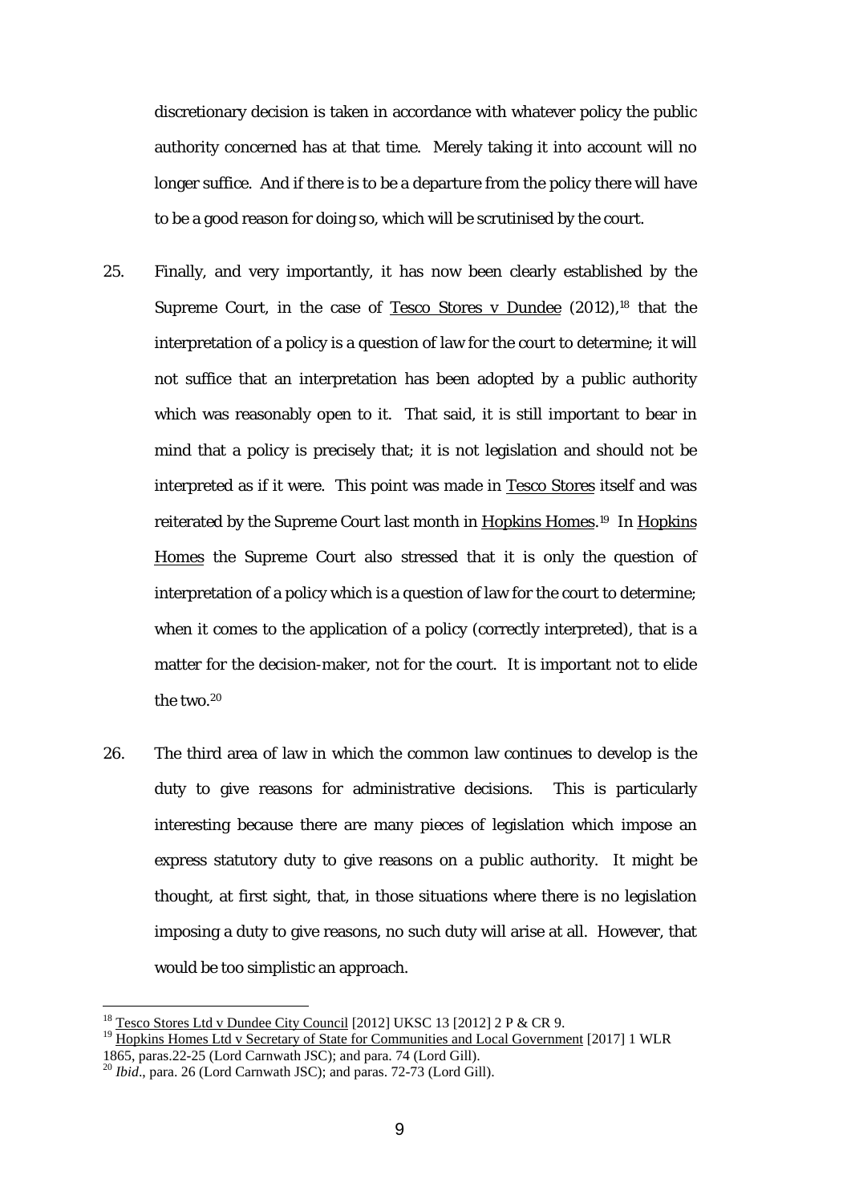discretionary decision is taken in accordance with whatever policy the public authority concerned has at that time. Merely taking it into account will no longer suffice. And if there is to be a departure from the policy there will have to be a good reason for doing so, which will be scrutinised by the court.

25. Finally, and very importantly, it has now been clearly established by the Supreme Court, in the case of Tesco Stores v Dundee (2012),[18] that the interpretation of a policy is a question of law for the court to determine; it will not suffice that an interpretation has been adopted by a public authority which was reasonably open to it. That said, it is still important to bear in mind that a policy is precisely that; it is not legislation and should not be interpreted as if it were. This point was made in Tesco Stores itself and was reiterated by the Supreme Court last month in Hopkins Homes.[19] In Hopkins Homes the Supreme Court also stressed that it is only the question of interpretation of a policy which is a question of law for the court to determine; when it comes to the application of a policy (correctly interpreted), that is a matter for the decision-maker, not for the court. It is important not to elide the two.[20]

26. The third area of law in which the common law continues to develop is the duty to give reasons for administrative decisions. This is particularly interesting because there are many pieces of legislation which impose an express statutory duty to give reasons on a public authority. It might be thought, at first sight, that, in those situations where there is no legislation imposing a duty to give reasons, no such duty will arise at all. However, that would be too simplistic an approach.

---

[18] Tesco Stores Ltd v Dundee City Council [2012] UKSC 13 [2012] 2 P & CR 9.

[19] Hopkins Homes Ltd v Secretary of State for Communities and Local Government [2017] 1 WLR 1865, paras.22-25 (Lord Carnwath JSC); and para. 74 (Lord Gill).

[20] *Ibid*., para. 26 (Lord Carnwath JSC); and paras. 72-73 (Lord Gill).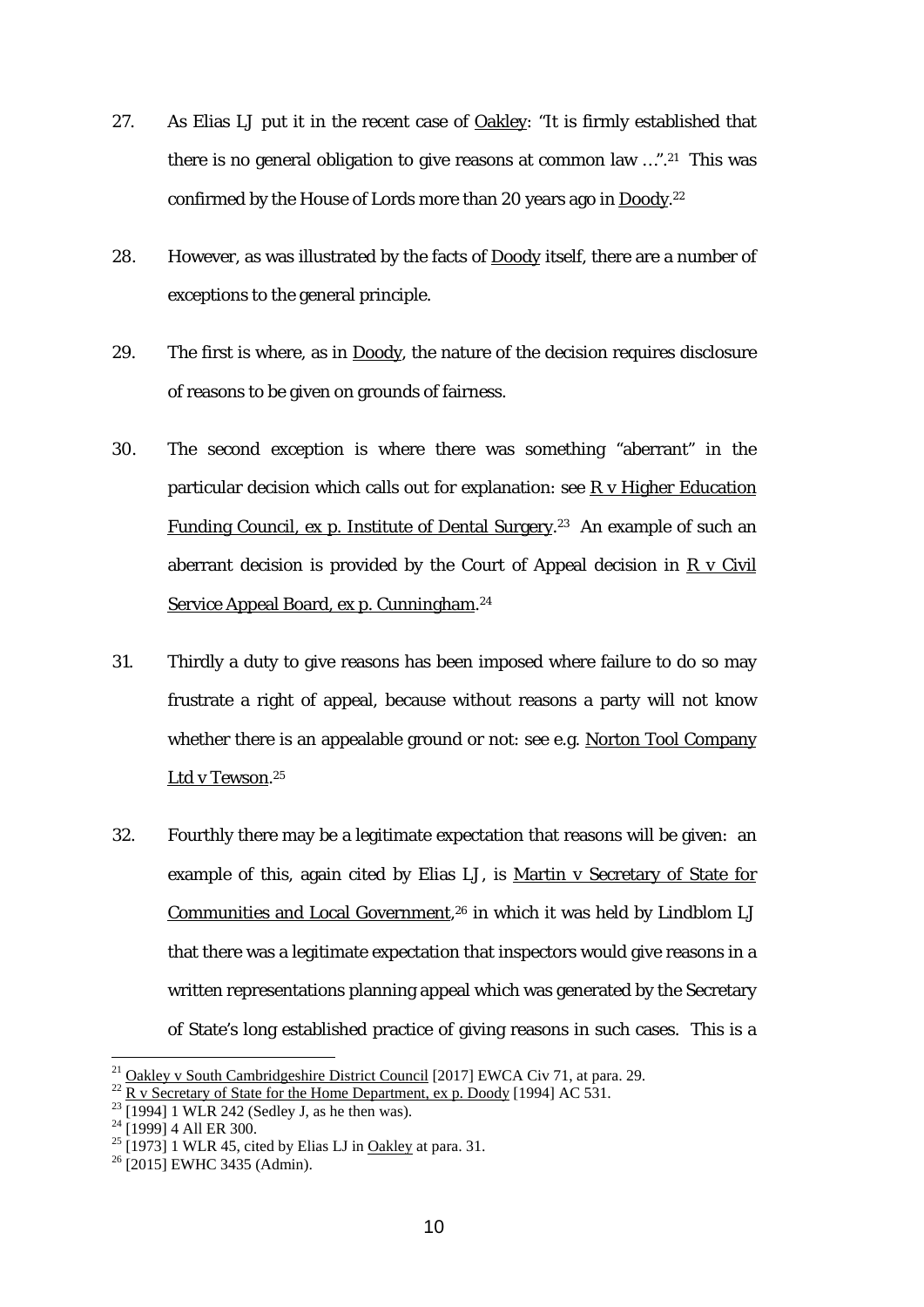27. As Elias LJ put it in the recent case of Oakley: "It is firmly established that there is no general obligation to give reasons at common law …".[21] This was confirmed by the House of Lords more than 20 years ago in Doody.[22]

28. However, as was illustrated by the facts of Doody itself, there are a number of exceptions to the general principle.

29. The first is where, as in Doody, the nature of the decision requires disclosure of reasons to be given on grounds of fairness.

30. The second exception is where there was something "aberrant" in the particular decision which calls out for explanation: see R v Higher Education Funding Council, ex p. Institute of Dental Surgery.[23] An example of such an aberrant decision is provided by the Court of Appeal decision in R v Civil Service Appeal Board, ex p. Cunningham.[24]

31. Thirdly a duty to give reasons has been imposed where failure to do so may frustrate a right of appeal, because without reasons a party will not know whether there is an appealable ground or not: see e.g. Norton Tool Company Ltd v Tewson.[25]

32. Fourthly there may be a legitimate expectation that reasons will be given: an example of this, again cited by Elias LJ, is Martin v Secretary of State for Communities and Local Government,[26] in which it was held by Lindblom LJ that there was a legitimate expectation that inspectors would give reasons in a written representations planning appeal which was generated by the Secretary of State's long established practice of giving reasons in such cases. This is a

---

[21] Oakley v South Cambridgeshire District Council [2017] EWCA Civ 71, at para. 29.

[22] R v Secretary of State for the Home Department, ex p. Doody [1994] AC 531.

[23] [1994] 1 WLR 242 (Sedley J, as he then was).

[24] [1999] 4 All ER 300.

[25] [1973] 1 WLR 45, cited by Elias LJ in Oakley at para. 31.

[26] [2015] EWHC 3435 (Admin).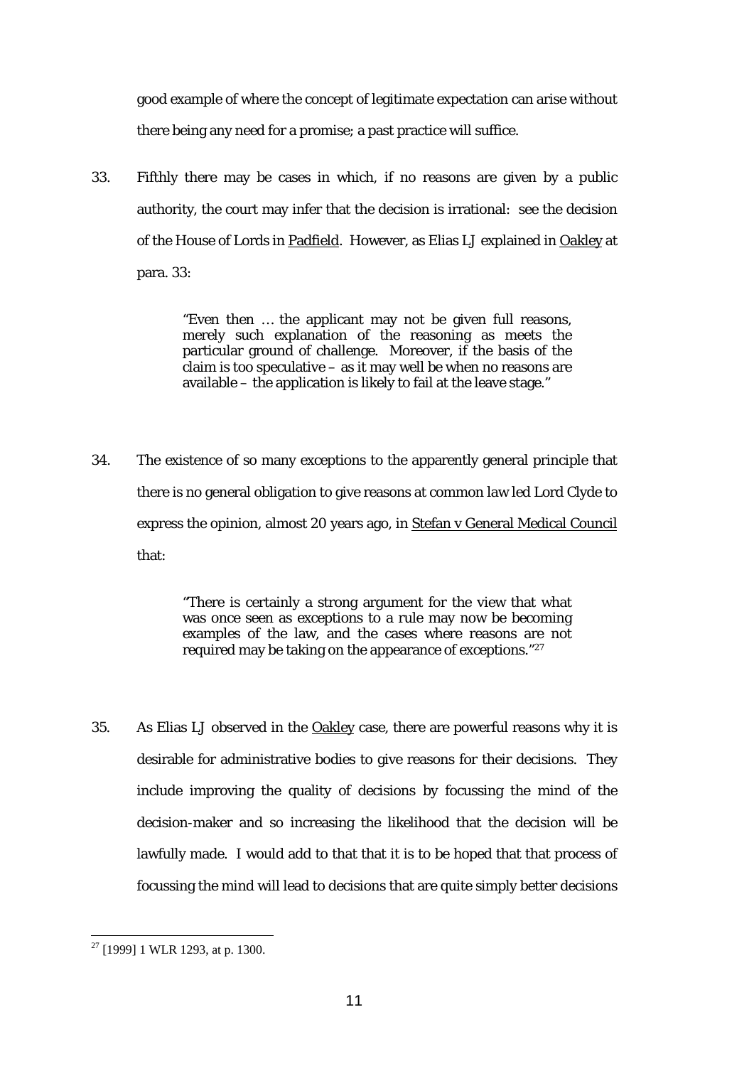good example of where the concept of legitimate expectation can arise without there being any need for a promise; a past practice will suffice.

33. Fifthly there may be cases in which, if no reasons are given by a public authority, the court may infer that the decision is irrational: see the decision of the House of Lords in Padfield. However, as Elias LJ explained in Oakley at para. 33:

> "Even then … the applicant may not be given full reasons, merely such explanation of the reasoning as meets the particular ground of challenge. Moreover, if the basis of the claim is too speculative – as it may well be when no reasons are available – the application is likely to fail at the leave stage."

34. The existence of so many exceptions to the apparently general principle that there is no general obligation to give reasons at common law led Lord Clyde to express the opinion, almost 20 years ago, in Stefan v General Medical Council that:

> "There is certainly a strong argument for the view that what was once seen as exceptions to a rule may now be becoming examples of the law, and the cases where reasons are not required may be taking on the appearance of exceptions."[27]

35. As Elias LJ observed in the Oakley case, there are powerful reasons why it is desirable for administrative bodies to give reasons for their decisions. They include improving the quality of decisions by focussing the mind of the decision-maker and so increasing the likelihood that the decision will be lawfully made. I would add to that that it is to be hoped that that process of focussing the mind will lead to decisions that are quite simply better decisions

[27] [1999] 1 WLR 1293, at p. 1300.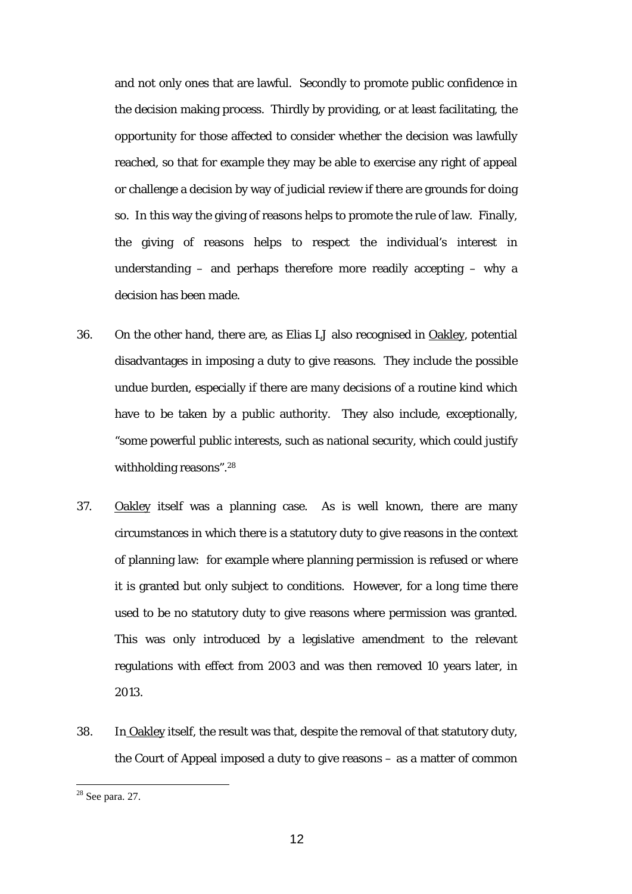and not only ones that are lawful. Secondly to promote public confidence in the decision making process. Thirdly by providing, or at least facilitating, the opportunity for those affected to consider whether the decision was lawfully reached, so that for example they may be able to exercise any right of appeal or challenge a decision by way of judicial review if there are grounds for doing so. In this way the giving of reasons helps to promote the rule of law. Finally, the giving of reasons helps to respect the individual's interest in understanding – and perhaps therefore more readily accepting – why a decision has been made.

36. On the other hand, there are, as Elias LJ also recognised in Oakley, potential disadvantages in imposing a duty to give reasons. They include the possible undue burden, especially if there are many decisions of a routine kind which have to be taken by a public authority. They also include, exceptionally, "some powerful public interests, such as national security, which could justify withholding reasons".[28]

37. Oakley itself was a planning case. As is well known, there are many circumstances in which there is a statutory duty to give reasons in the context of planning law: for example where planning permission is refused or where it is granted but only subject to conditions. However, for a long time there used to be no statutory duty to give reasons where permission was granted. This was only introduced by a legislative amendment to the relevant regulations with effect from 2003 and was then removed 10 years later, in 2013.

38. In Oakley itself, the result was that, despite the removal of that statutory duty, the Court of Appeal imposed a duty to give reasons – as a matter of common

[28] See para. 27.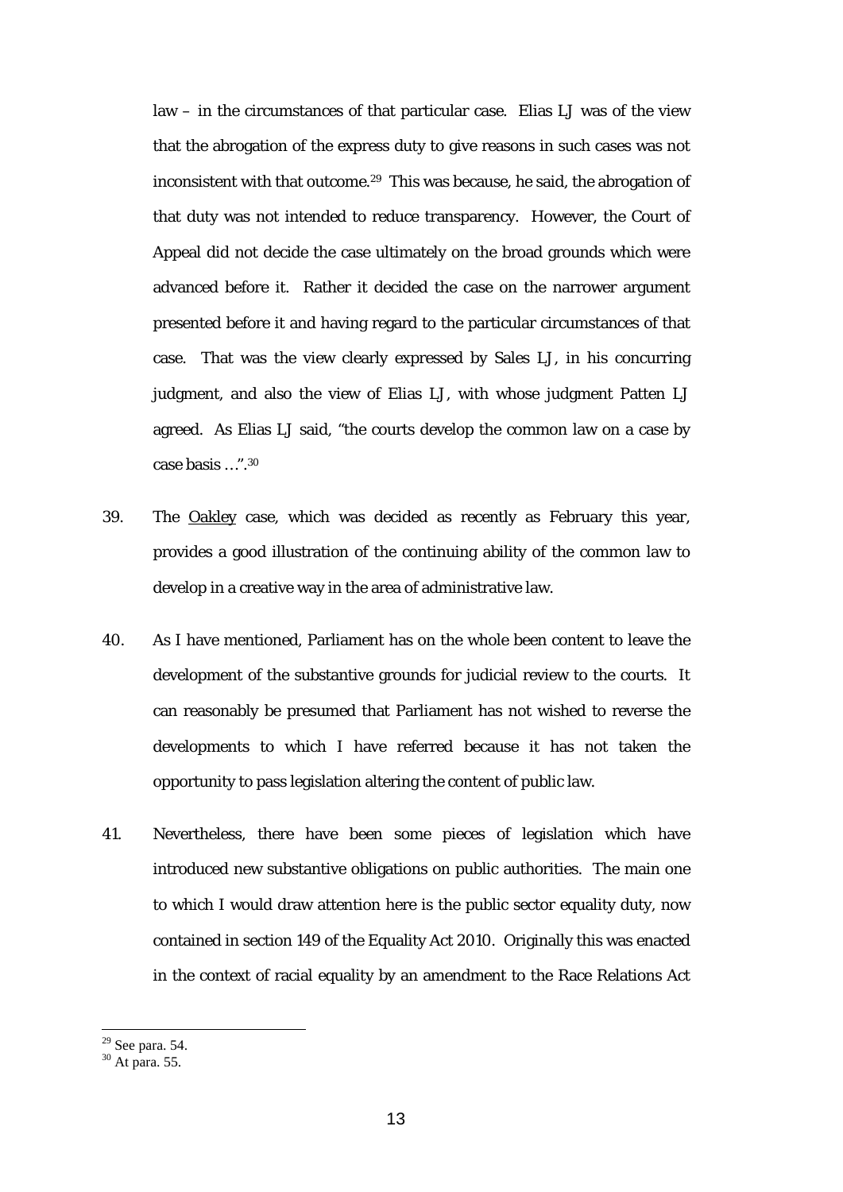law – in the circumstances of that particular case. Elias LJ was of the view that the abrogation of the express duty to give reasons in such cases was not inconsistent with that outcome.[29] This was because, he said, the abrogation of that duty was not intended to reduce transparency. However, the Court of Appeal did not decide the case ultimately on the broad grounds which were advanced before it. Rather it decided the case on the narrower argument presented before it and having regard to the particular circumstances of that case. That was the view clearly expressed by Sales LJ, in his concurring judgment, and also the view of Elias LJ, with whose judgment Patten LJ agreed. As Elias LJ said, "the courts develop the common law on a case by case basis …".[30]

39. The Oakley case, which was decided as recently as February this year, provides a good illustration of the continuing ability of the common law to develop in a creative way in the area of administrative law.

40. As I have mentioned, Parliament has on the whole been content to leave the development of the substantive grounds for judicial review to the courts. It can reasonably be presumed that Parliament has not wished to reverse the developments to which I have referred because it has not taken the opportunity to pass legislation altering the content of public law.

41. Nevertheless, there have been some pieces of legislation which have introduced new substantive obligations on public authorities. The main one to which I would draw attention here is the public sector equality duty, now contained in section 149 of the Equality Act 2010. Originally this was enacted in the context of racial equality by an amendment to the Race Relations Act

---

[29] See para. 54.

[30] At para. 55.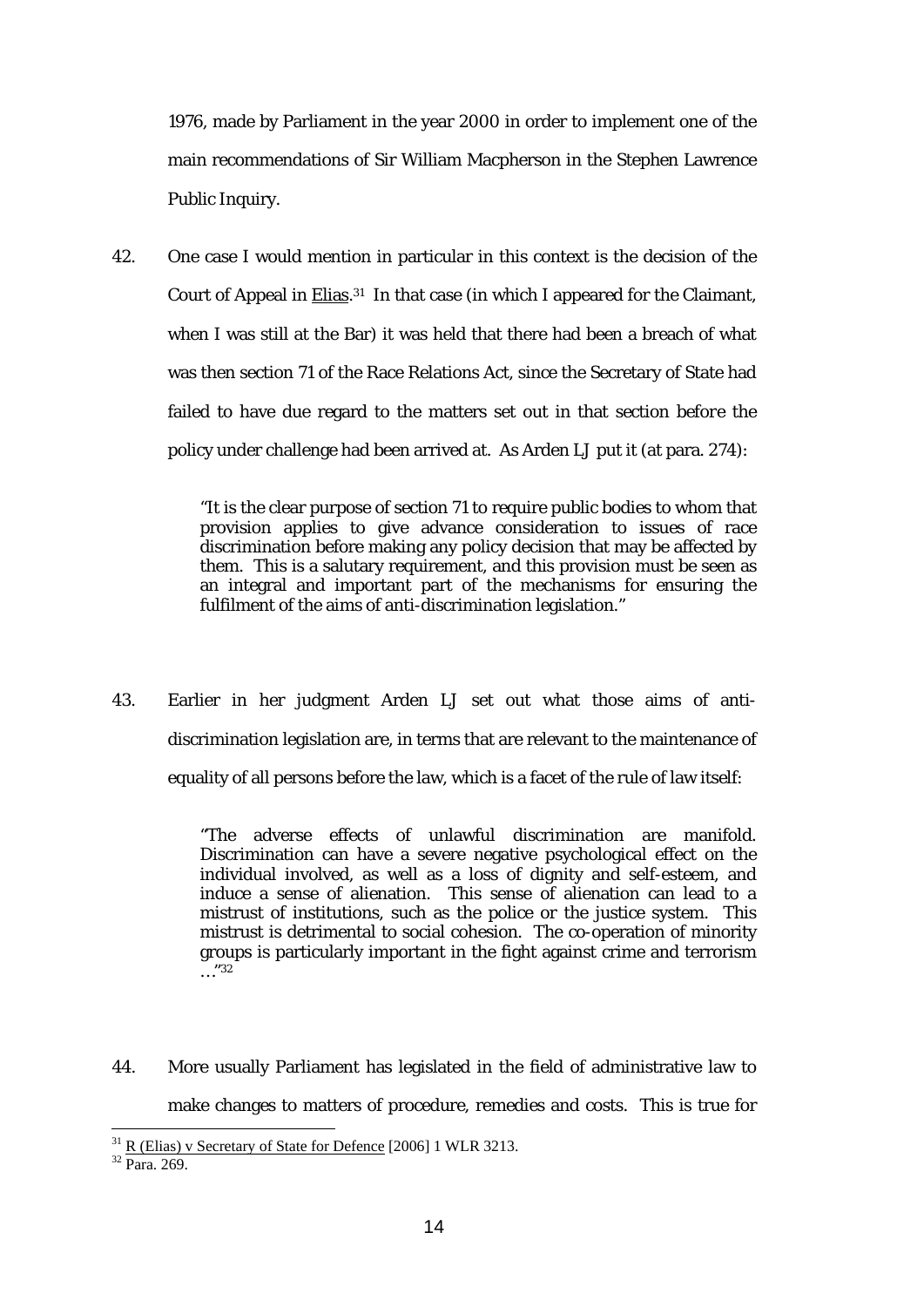1976, made by Parliament in the year 2000 in order to implement one of the main recommendations of Sir William Macpherson in the Stephen Lawrence Public Inquiry.

42. One case I would mention in particular in this context is the decision of the Court of Appeal in Elias.[31] In that case (in which I appeared for the Claimant, when I was still at the Bar) it was held that there had been a breach of what was then section 71 of the Race Relations Act, since the Secretary of State had failed to have due regard to the matters set out in that section *before* the policy under challenge had been arrived at. As Arden LJ put it (at para. 274):

> "It is the clear purpose of section 71 to require public bodies to whom that provision applies to give advance consideration to issues of race discrimination before making any policy decision that may be affected by them. This is a salutary requirement, and this provision must be seen as an integral and important part of the mechanisms for ensuring the fulfilment of the aims of anti-discrimination legislation."

43. Earlier in her judgment Arden LJ set out what those aims of anti-discrimination legislation are, in terms that are relevant to the maintenance of equality of all persons before the law, which is a facet of the rule of law itself:

> "The adverse effects of unlawful discrimination are manifold. Discrimination can have a severe negative psychological effect on the individual involved, as well as a loss of dignity and self-esteem, and induce a sense of alienation. This sense of alienation can lead to a mistrust of institutions, such as the police or the justice system. This mistrust is detrimental to social cohesion. The co-operation of minority groups is particularly important in the fight against crime and terrorism …"[32]

44. More usually Parliament has legislated in the field of administrative law to make changes to matters of procedure, remedies and costs. This is true for

[31] R (Elias) v Secretary of State for Defence [2006] 1 WLR 3213.

[32] Para. 269.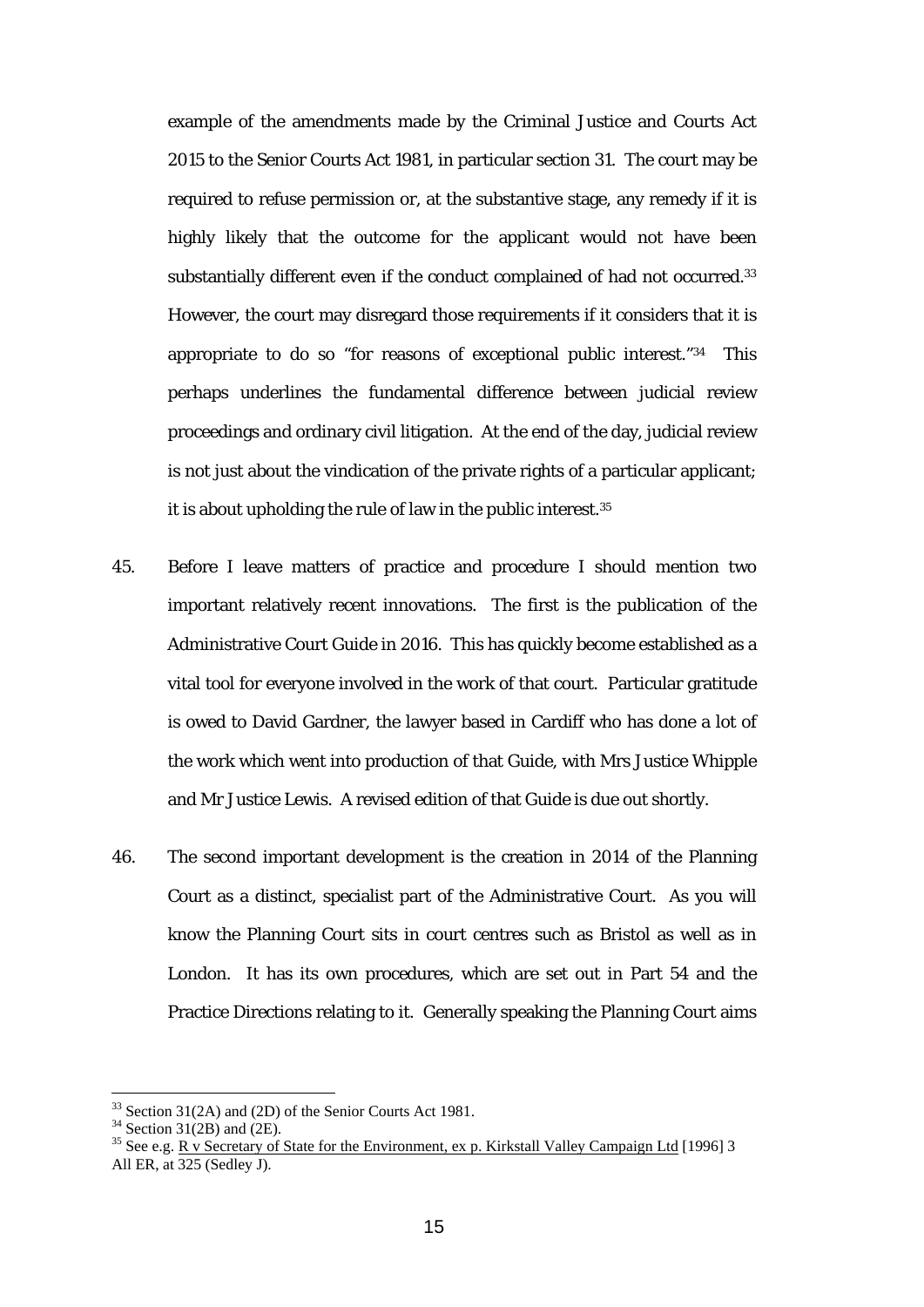example of the amendments made by the Criminal Justice and Courts Act 2015 to the Senior Courts Act 1981, in particular section 31. The court may be required to refuse permission or, at the substantive stage, any remedy if it is highly likely that the outcome for the applicant would not have been substantially different even if the conduct complained of had not occurred.[33] However, the court may disregard those requirements if it considers that it is appropriate to do so "for reasons of exceptional public interest."[34] This perhaps underlines the fundamental difference between judicial review proceedings and ordinary civil litigation. At the end of the day, judicial review is not just about the vindication of the private rights of a particular applicant; it is about upholding the rule of law in the public interest.[35]

45. Before I leave matters of practice and procedure I should mention two important relatively recent innovations. The first is the publication of the Administrative Court Guide in 2016. This has quickly become established as a vital tool for everyone involved in the work of that court. Particular gratitude is owed to David Gardner, the lawyer based in Cardiff who has done a lot of the work which went into production of that Guide, with Mrs Justice Whipple and Mr Justice Lewis. A revised edition of that Guide is due out shortly.

46. The second important development is the creation in 2014 of the Planning Court as a distinct, specialist part of the Administrative Court. As you will know the Planning Court sits in court centres such as Bristol as well as in London. It has its own procedures, which are set out in Part 54 and the Practice Directions relating to it. Generally speaking the Planning Court aims

---

[33] Section 31(2A) and (2D) of the Senior Courts Act 1981.

[34] Section 31(2B) and (2E).

[35] See e.g. R v Secretary of State for the Environment, ex p. Kirkstall Valley Campaign Ltd [1996] 3 All ER, at 325 (Sedley J).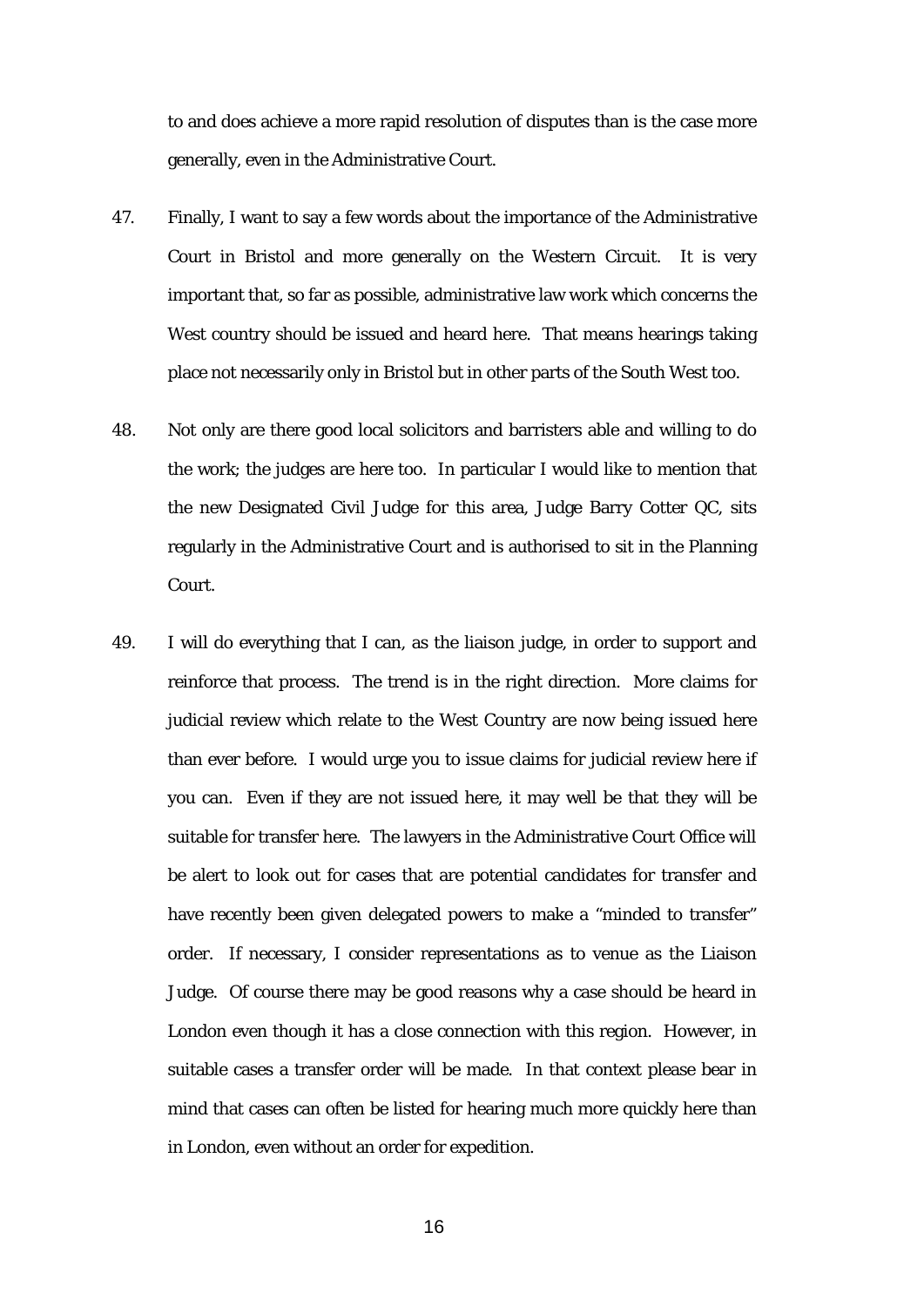to and does achieve a more rapid resolution of disputes than is the case more generally, even in the Administrative Court.

47. Finally, I want to say a few words about the importance of the Administrative Court in Bristol and more generally on the Western Circuit. It is very important that, so far as possible, administrative law work which concerns the West country should be issued and heard here. That means hearings taking place not necessarily only in Bristol but in other parts of the South West too.

48. Not only are there good local solicitors and barristers able and willing to do the work; the judges are here too. In particular I would like to mention that the new Designated Civil Judge for this area, Judge Barry Cotter QC, sits regularly in the Administrative Court and is authorised to sit in the Planning Court.

49. I will do everything that I can, as the liaison judge, in order to support and reinforce that process. The trend is in the right direction. More claims for judicial review which relate to the West Country are now being issued here than ever before. I would urge you to issue claims for judicial review here if you can. Even if they are not issued here, it may well be that they will be suitable for transfer here. The lawyers in the Administrative Court Office will be alert to look out for cases that are potential candidates for transfer and have recently been given delegated powers to make a "minded to transfer" order. If necessary, I consider representations as to venue as the Liaison Judge. Of course there may be good reasons why a case should be heard in London even though it has a close connection with this region. However, in suitable cases a transfer order will be made. In that context please bear in mind that cases can often be listed for hearing much more quickly here than in London, even without an order for expedition.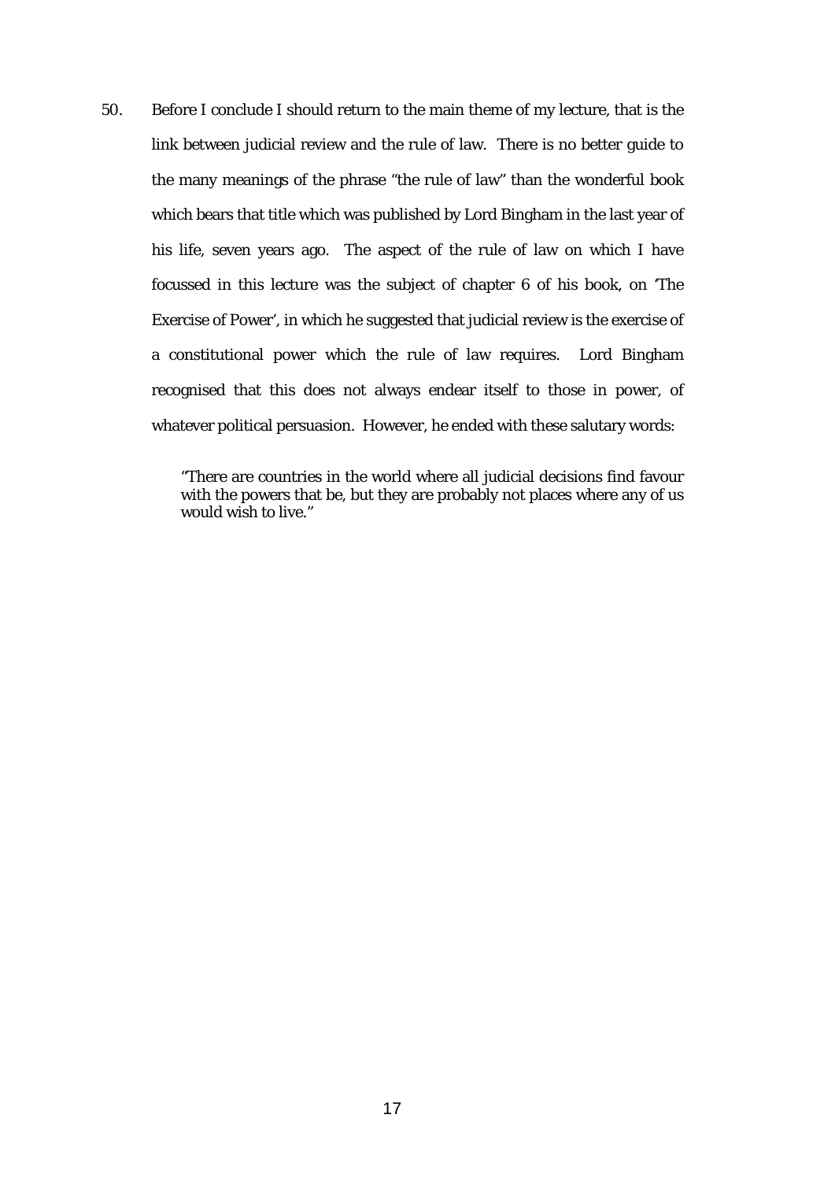50. Before I conclude I should return to the main theme of my lecture, that is the link between judicial review and the rule of law. There is no better guide to the many meanings of the phrase "the rule of law" than the wonderful book which bears that title which was published by Lord Bingham in the last year of his life, seven years ago. The aspect of the rule of law on which I have focussed in this lecture was the subject of chapter 6 of his book, on 'The Exercise of Power', in which he suggested that judicial review is the exercise of a constitutional power which the rule of law requires. Lord Bingham recognised that this does not always endear itself to those in power, of whatever political persuasion. However, he ended with these salutary words:

> "There are countries in the world where all judicial decisions find favour with the powers that be, but they are probably not places where any of us would wish to live."